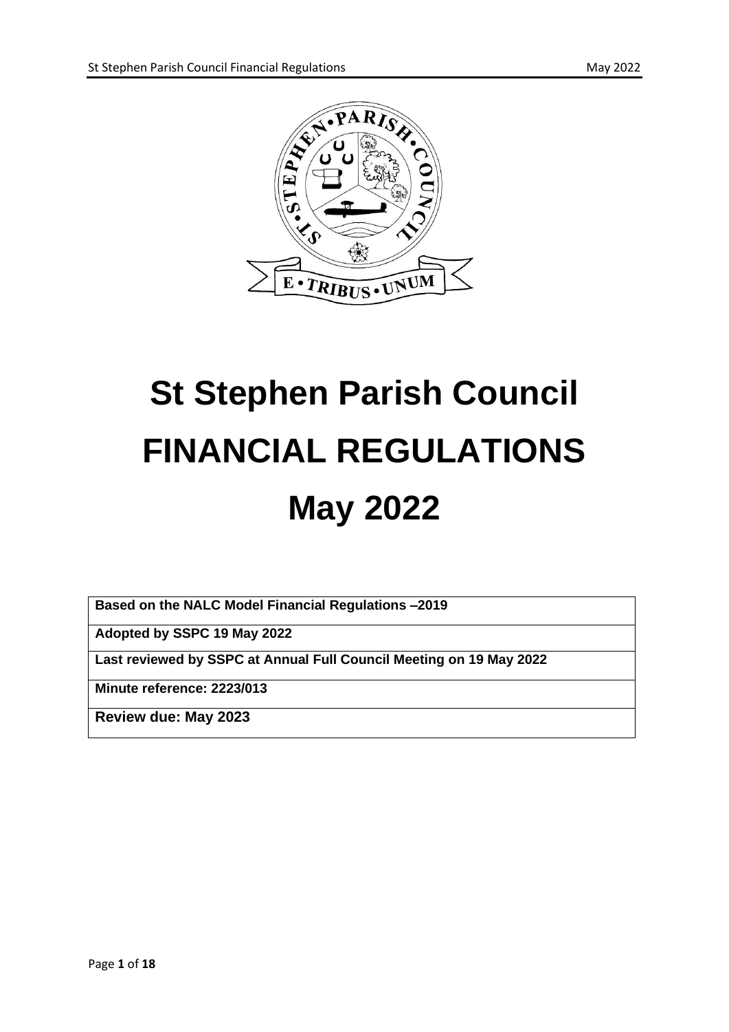# St Stephen Parish Council
# FINANCIAL REGULATIONS
# May 2022

| **Based on the NALC Model Financial Regulations –2019** |
|---|
| **Adopted by SSPC 19 May 2022** |
| **Last reviewed by SSPC at Annual Full Council Meeting on 19 May 2022** |
| **Minute reference: 2223/013** |
| **Review due: May 2023** |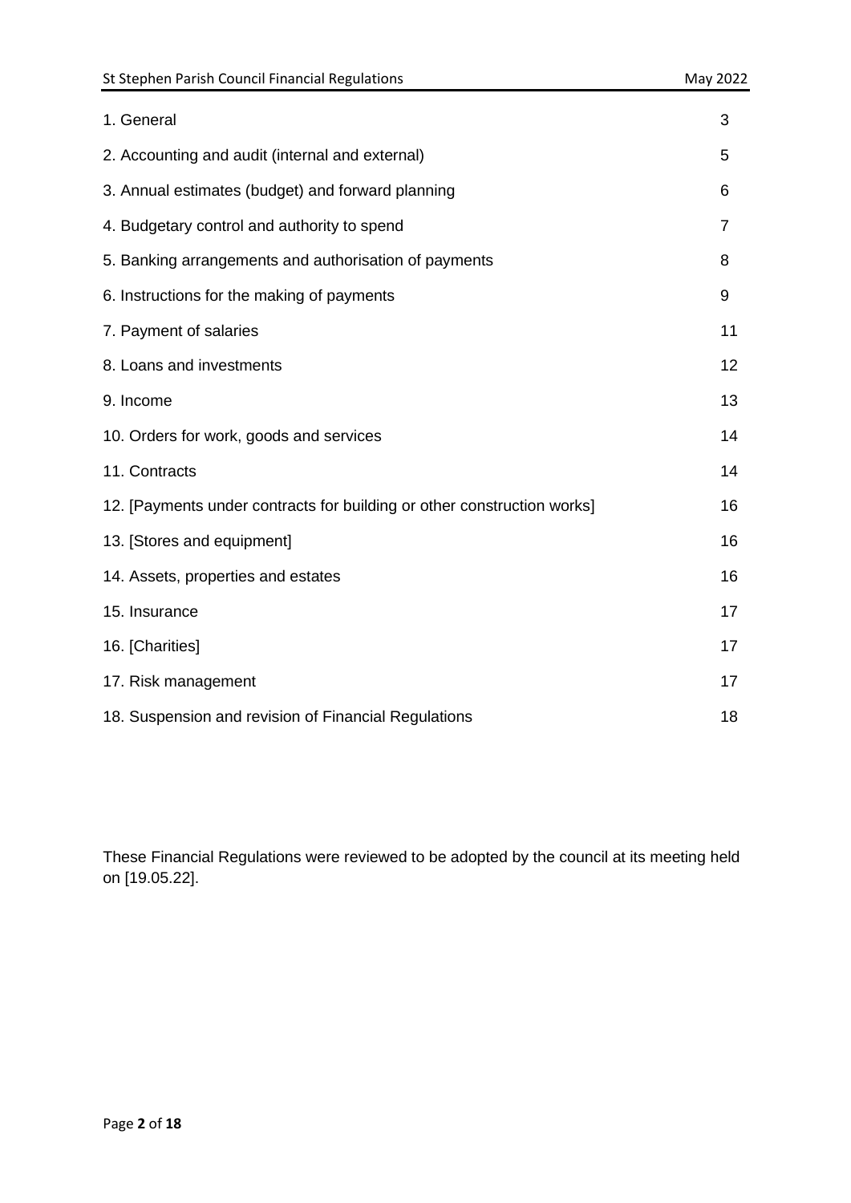| | |
|---|---|
| 1. General | 3 |
| 2. Accounting and audit (internal and external) | 5 |
| 3. Annual estimates (budget) and forward planning | 6 |
| 4. Budgetary control and authority to spend | 7 |
| 5. Banking arrangements and authorisation of payments | 8 |
| 6. Instructions for the making of payments | 9 |
| 7. Payment of salaries | 11 |
| 8. Loans and investments | 12 |
| 9. Income | 13 |
| 10. Orders for work, goods and services | 14 |
| 11. Contracts | 14 |
| 12. [Payments under contracts for building or other construction works] | 16 |
| 13. [Stores and equipment] | 16 |
| 14. Assets, properties and estates | 16 |
| 15. Insurance | 17 |
| 16. [Charities] | 17 |
| 17. Risk management | 17 |
| 18. Suspension and revision of Financial Regulations | 18 |

These Financial Regulations were reviewed to be adopted by the council at its meeting held on [19.05.22].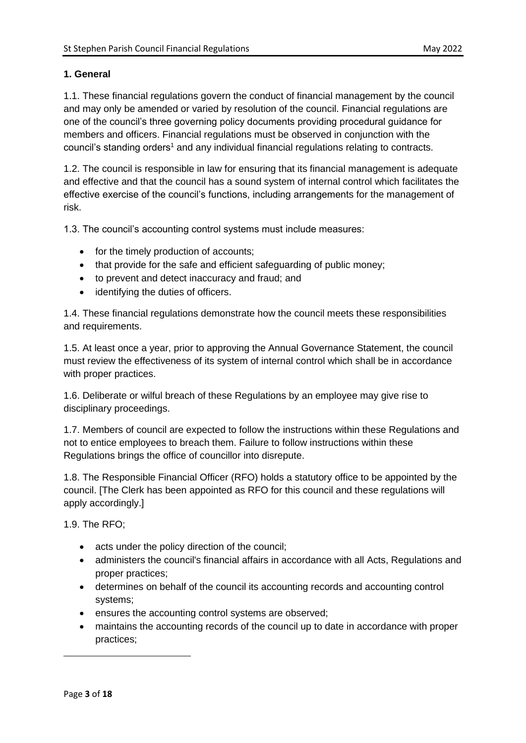**1. General**

1.1. These financial regulations govern the conduct of financial management by the council and may only be amended or varied by resolution of the council. Financial regulations are one of the council's three governing policy documents providing procedural guidance for members and officers. Financial regulations must be observed in conjunction with the council's standing orders[1] and any individual financial regulations relating to contracts.

1.2. The council is responsible in law for ensuring that its financial management is adequate and effective and that the council has a sound system of internal control which facilitates the effective exercise of the council's functions, including arrangements for the management of risk.

1.3. The council's accounting control systems must include measures:

- for the timely production of accounts;
- that provide for the safe and efficient safeguarding of public money;
- to prevent and detect inaccuracy and fraud; and
- identifying the duties of officers.

1.4. These financial regulations demonstrate how the council meets these responsibilities and requirements.

1.5. At least once a year, prior to approving the Annual Governance Statement, the council must review the effectiveness of its system of internal control which shall be in accordance with proper practices.

1.6. Deliberate or wilful breach of these Regulations by an employee may give rise to disciplinary proceedings.

1.7. Members of council are expected to follow the instructions within these Regulations and not to entice employees to breach them. Failure to follow instructions within these Regulations brings the office of councillor into disrepute.

1.8. The Responsible Financial Officer (RFO) holds a statutory office to be appointed by the council. [The Clerk has been appointed as RFO for this council and these regulations will apply accordingly.]

1.9. The RFO;

- acts under the policy direction of the council;
- administers the council's financial affairs in accordance with all Acts, Regulations and proper practices;
- determines on behalf of the council its accounting records and accounting control systems;
- ensures the accounting control systems are observed;
- maintains the accounting records of the council up to date in accordance with proper practices;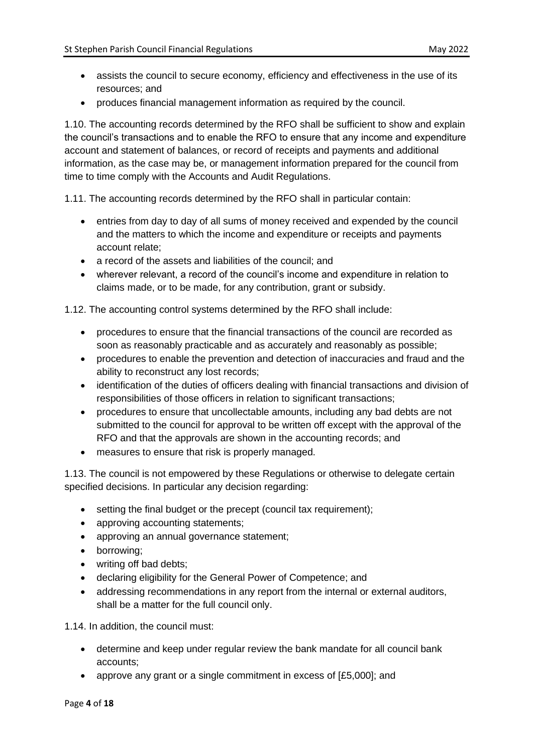- assists the council to secure economy, efficiency and effectiveness in the use of its resources; and
- produces financial management information as required by the council.

1.10. The accounting records determined by the RFO shall be sufficient to show and explain the council's transactions and to enable the RFO to ensure that any income and expenditure account and statement of balances, or record of receipts and payments and additional information, as the case may be, or management information prepared for the council from time to time comply with the Accounts and Audit Regulations.

1.11. The accounting records determined by the RFO shall in particular contain:

- entries from day to day of all sums of money received and expended by the council and the matters to which the income and expenditure or receipts and payments account relate;
- a record of the assets and liabilities of the council; and
- wherever relevant, a record of the council's income and expenditure in relation to claims made, or to be made, for any contribution, grant or subsidy.

1.12. The accounting control systems determined by the RFO shall include:

- procedures to ensure that the financial transactions of the council are recorded as soon as reasonably practicable and as accurately and reasonably as possible;
- procedures to enable the prevention and detection of inaccuracies and fraud and the ability to reconstruct any lost records;
- identification of the duties of officers dealing with financial transactions and division of responsibilities of those officers in relation to significant transactions;
- procedures to ensure that uncollectable amounts, including any bad debts are not submitted to the council for approval to be written off except with the approval of the RFO and that the approvals are shown in the accounting records; and
- measures to ensure that risk is properly managed.

1.13. The council is not empowered by these Regulations or otherwise to delegate certain specified decisions. In particular any decision regarding:

- setting the final budget or the precept (council tax requirement);
- approving accounting statements;
- approving an annual governance statement;
- borrowing;
- writing off bad debts;
- declaring eligibility for the General Power of Competence; and
- addressing recommendations in any report from the internal or external auditors, shall be a matter for the full council only.

1.14. In addition, the council must:

- determine and keep under regular review the bank mandate for all council bank accounts;
- approve any grant or a single commitment in excess of [£5,000]; and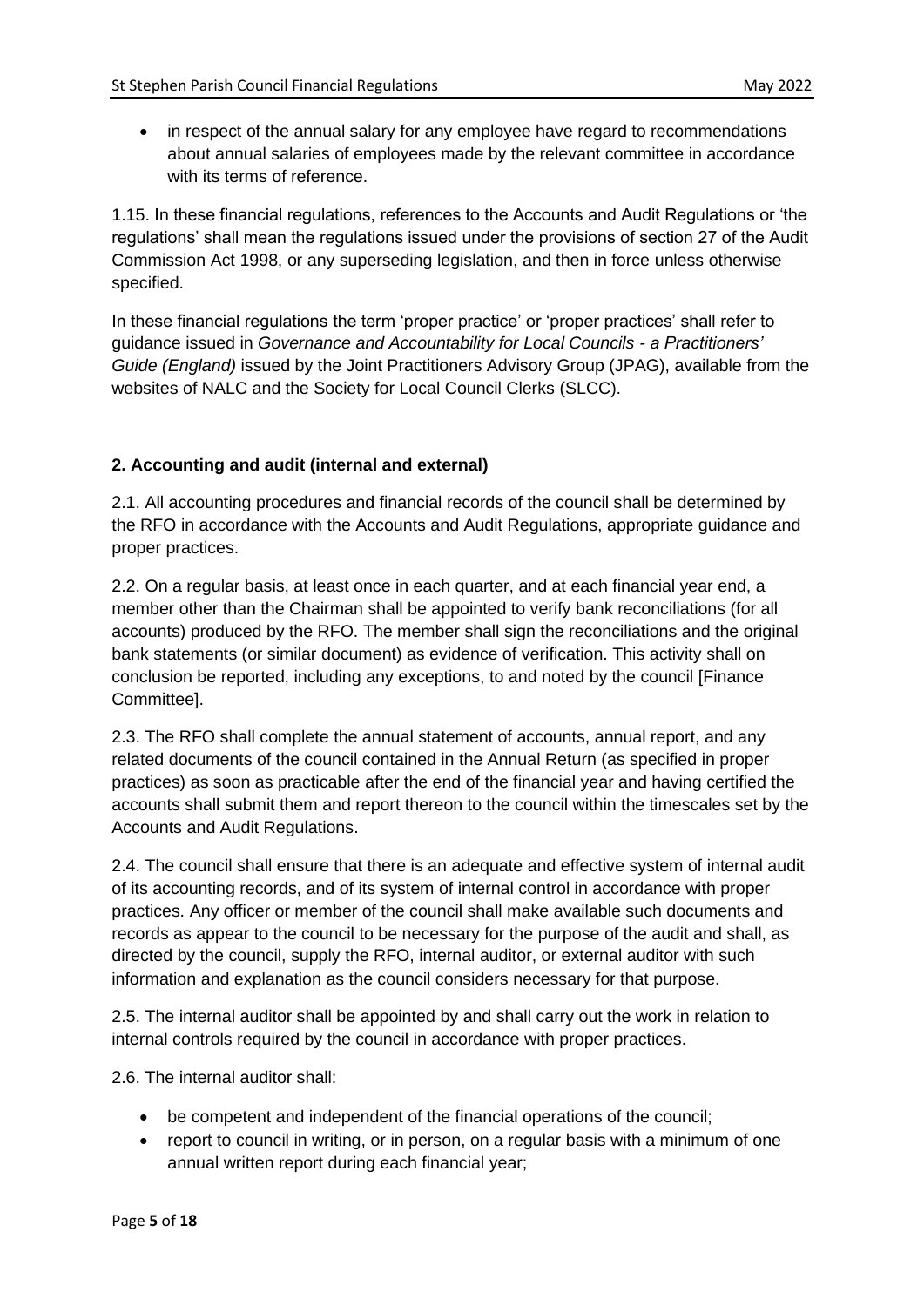- in respect of the annual salary for any employee have regard to recommendations about annual salaries of employees made by the relevant committee in accordance with its terms of reference.

1.15. In these financial regulations, references to the Accounts and Audit Regulations or 'the regulations' shall mean the regulations issued under the provisions of section 27 of the Audit Commission Act 1998, or any superseding legislation, and then in force unless otherwise specified.

In these financial regulations the term 'proper practice' or 'proper practices' shall refer to guidance issued in *Governance and Accountability for Local Councils - a Practitioners' Guide (England)* issued by the Joint Practitioners Advisory Group (JPAG), available from the websites of NALC and the Society for Local Council Clerks (SLCC).

**2. Accounting and audit (internal and external)**

2.1. All accounting procedures and financial records of the council shall be determined by the RFO in accordance with the Accounts and Audit Regulations, appropriate guidance and proper practices.

2.2. On a regular basis, at least once in each quarter, and at each financial year end, a member other than the Chairman shall be appointed to verify bank reconciliations (for all accounts) produced by the RFO. The member shall sign the reconciliations and the original bank statements (or similar document) as evidence of verification. This activity shall on conclusion be reported, including any exceptions, to and noted by the council [Finance Committee].

2.3. The RFO shall complete the annual statement of accounts, annual report, and any related documents of the council contained in the Annual Return (as specified in proper practices) as soon as practicable after the end of the financial year and having certified the accounts shall submit them and report thereon to the council within the timescales set by the Accounts and Audit Regulations.

2.4. The council shall ensure that there is an adequate and effective system of internal audit of its accounting records, and of its system of internal control in accordance with proper practices. Any officer or member of the council shall make available such documents and records as appear to the council to be necessary for the purpose of the audit and shall, as directed by the council, supply the RFO, internal auditor, or external auditor with such information and explanation as the council considers necessary for that purpose.

2.5. The internal auditor shall be appointed by and shall carry out the work in relation to internal controls required by the council in accordance with proper practices.

2.6. The internal auditor shall:

- be competent and independent of the financial operations of the council;
- report to council in writing, or in person, on a regular basis with a minimum of one annual written report during each financial year;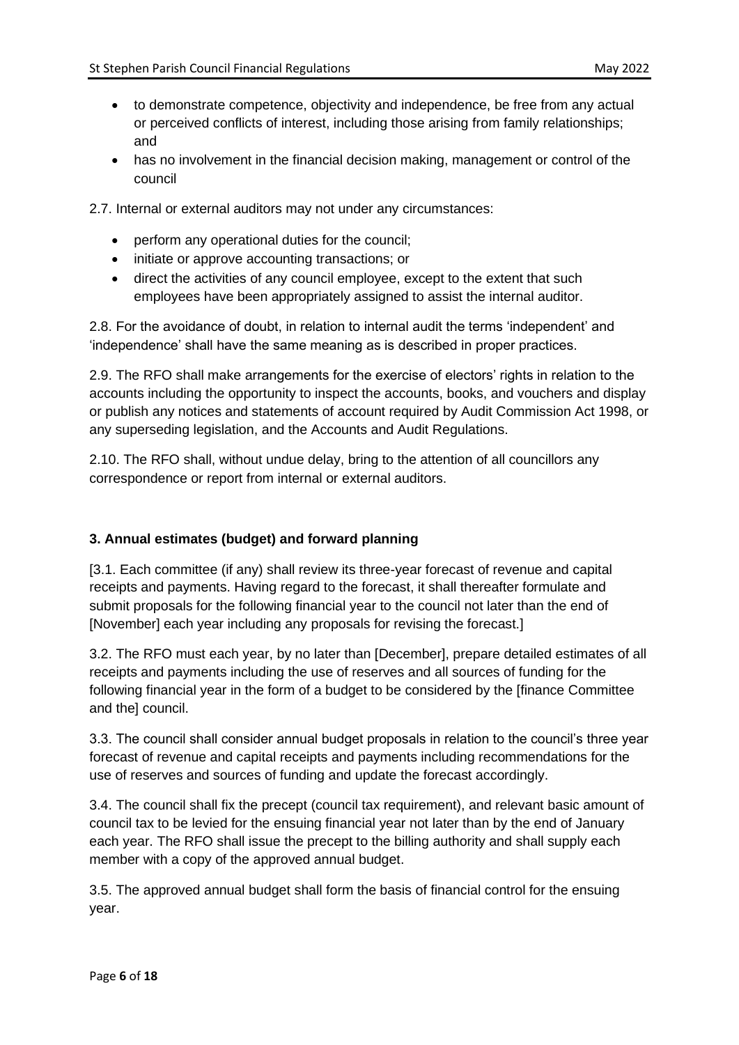- to demonstrate competence, objectivity and independence, be free from any actual or perceived conflicts of interest, including those arising from family relationships; and
- has no involvement in the financial decision making, management or control of the council

2.7. Internal or external auditors may not under any circumstances:

- perform any operational duties for the council;
- initiate or approve accounting transactions; or
- direct the activities of any council employee, except to the extent that such employees have been appropriately assigned to assist the internal auditor.

2.8. For the avoidance of doubt, in relation to internal audit the terms 'independent' and 'independence' shall have the same meaning as is described in proper practices.

2.9. The RFO shall make arrangements for the exercise of electors' rights in relation to the accounts including the opportunity to inspect the accounts, books, and vouchers and display or publish any notices and statements of account required by Audit Commission Act 1998, or any superseding legislation, and the Accounts and Audit Regulations.

2.10. The RFO shall, without undue delay, bring to the attention of all councillors any correspondence or report from internal or external auditors.

## 3. Annual estimates (budget) and forward planning

[3.1. Each committee (if any) shall review its three-year forecast of revenue and capital receipts and payments. Having regard to the forecast, it shall thereafter formulate and submit proposals for the following financial year to the council not later than the end of [November] each year including any proposals for revising the forecast.]

3.2. The RFO must each year, by no later than [December], prepare detailed estimates of all receipts and payments including the use of reserves and all sources of funding for the following financial year in the form of a budget to be considered by the [finance Committee and the] council.

3.3. The council shall consider annual budget proposals in relation to the council's three year forecast of revenue and capital receipts and payments including recommendations for the use of reserves and sources of funding and update the forecast accordingly.

3.4. The council shall fix the precept (council tax requirement), and relevant basic amount of council tax to be levied for the ensuing financial year not later than by the end of January each year. The RFO shall issue the precept to the billing authority and shall supply each member with a copy of the approved annual budget.

3.5. The approved annual budget shall form the basis of financial control for the ensuing year.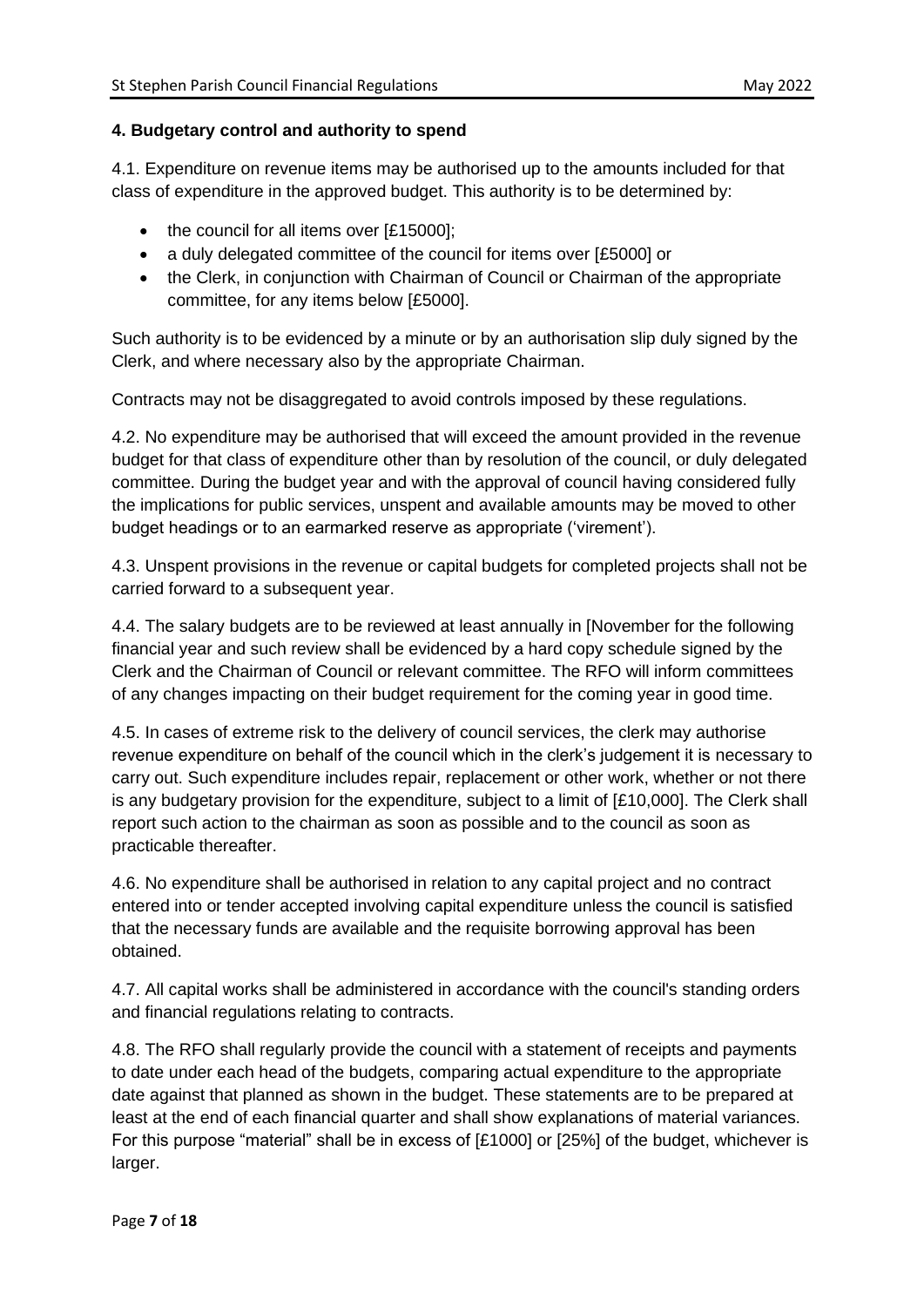**4. Budgetary control and authority to spend**

4.1. Expenditure on revenue items may be authorised up to the amounts included for that class of expenditure in the approved budget. This authority is to be determined by:

- the council for all items over [£15000];
- a duly delegated committee of the council for items over [£5000] or
- the Clerk, in conjunction with Chairman of Council or Chairman of the appropriate committee, for any items below [£5000].

Such authority is to be evidenced by a minute or by an authorisation slip duly signed by the Clerk, and where necessary also by the appropriate Chairman.

Contracts may not be disaggregated to avoid controls imposed by these regulations.

4.2. No expenditure may be authorised that will exceed the amount provided in the revenue budget for that class of expenditure other than by resolution of the council, or duly delegated committee. During the budget year and with the approval of council having considered fully the implications for public services, unspent and available amounts may be moved to other budget headings or to an earmarked reserve as appropriate ('virement').

4.3. Unspent provisions in the revenue or capital budgets for completed projects shall not be carried forward to a subsequent year.

4.4. The salary budgets are to be reviewed at least annually in [November for the following financial year and such review shall be evidenced by a hard copy schedule signed by the Clerk and the Chairman of Council or relevant committee. The RFO will inform committees of any changes impacting on their budget requirement for the coming year in good time.

4.5. In cases of extreme risk to the delivery of council services, the clerk may authorise revenue expenditure on behalf of the council which in the clerk's judgement it is necessary to carry out. Such expenditure includes repair, replacement or other work, whether or not there is any budgetary provision for the expenditure, subject to a limit of [£10,000]. The Clerk shall report such action to the chairman as soon as possible and to the council as soon as practicable thereafter.

4.6. No expenditure shall be authorised in relation to any capital project and no contract entered into or tender accepted involving capital expenditure unless the council is satisfied that the necessary funds are available and the requisite borrowing approval has been obtained.

4.7. All capital works shall be administered in accordance with the council's standing orders and financial regulations relating to contracts.

4.8. The RFO shall regularly provide the council with a statement of receipts and payments to date under each head of the budgets, comparing actual expenditure to the appropriate date against that planned as shown in the budget. These statements are to be prepared at least at the end of each financial quarter and shall show explanations of material variances. For this purpose "material" shall be in excess of [£1000] or [25%] of the budget, whichever is larger.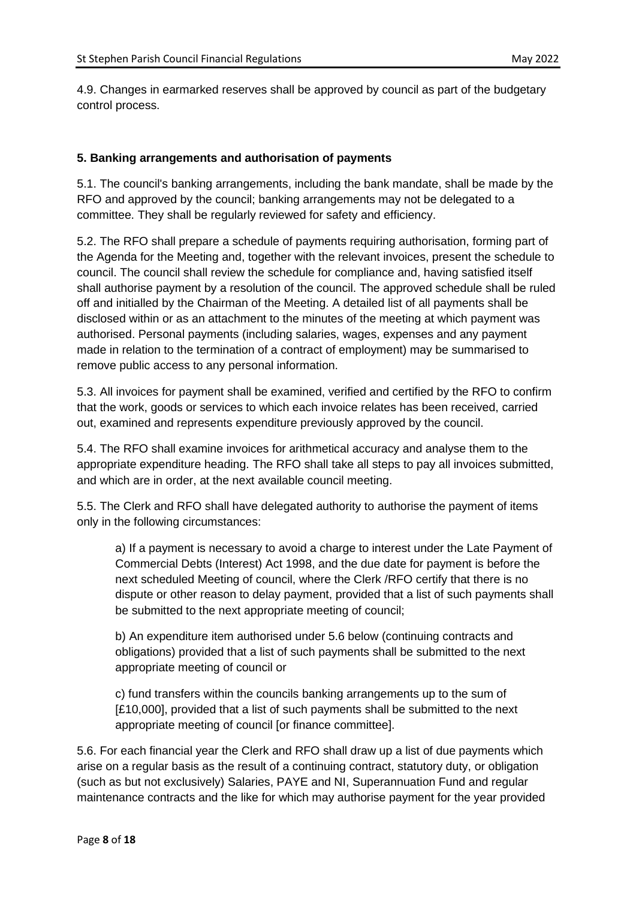4.9. Changes in earmarked reserves shall be approved by council as part of the budgetary control process.

## 5. Banking arrangements and authorisation of payments

5.1. The council's banking arrangements, including the bank mandate, shall be made by the RFO and approved by the council; banking arrangements may not be delegated to a committee. They shall be regularly reviewed for safety and efficiency.

5.2. The RFO shall prepare a schedule of payments requiring authorisation, forming part of the Agenda for the Meeting and, together with the relevant invoices, present the schedule to council. The council shall review the schedule for compliance and, having satisfied itself shall authorise payment by a resolution of the council. The approved schedule shall be ruled off and initialled by the Chairman of the Meeting. A detailed list of all payments shall be disclosed within or as an attachment to the minutes of the meeting at which payment was authorised. Personal payments (including salaries, wages, expenses and any payment made in relation to the termination of a contract of employment) may be summarised to remove public access to any personal information.

5.3. All invoices for payment shall be examined, verified and certified by the RFO to confirm that the work, goods or services to which each invoice relates has been received, carried out, examined and represents expenditure previously approved by the council.

5.4. The RFO shall examine invoices for arithmetical accuracy and analyse them to the appropriate expenditure heading. The RFO shall take all steps to pay all invoices submitted, and which are in order, at the next available council meeting.

5.5. The Clerk and RFO shall have delegated authority to authorise the payment of items only in the following circumstances:

a) If a payment is necessary to avoid a charge to interest under the Late Payment of Commercial Debts (Interest) Act 1998, and the due date for payment is before the next scheduled Meeting of council, where the Clerk /RFO certify that there is no dispute or other reason to delay payment, provided that a list of such payments shall be submitted to the next appropriate meeting of council;

b) An expenditure item authorised under 5.6 below (continuing contracts and obligations) provided that a list of such payments shall be submitted to the next appropriate meeting of council or

c) fund transfers within the councils banking arrangements up to the sum of [£10,000], provided that a list of such payments shall be submitted to the next appropriate meeting of council [or finance committee].

5.6. For each financial year the Clerk and RFO shall draw up a list of due payments which arise on a regular basis as the result of a continuing contract, statutory duty, or obligation (such as but not exclusively) Salaries, PAYE and NI, Superannuation Fund and regular maintenance contracts and the like for which may authorise payment for the year provided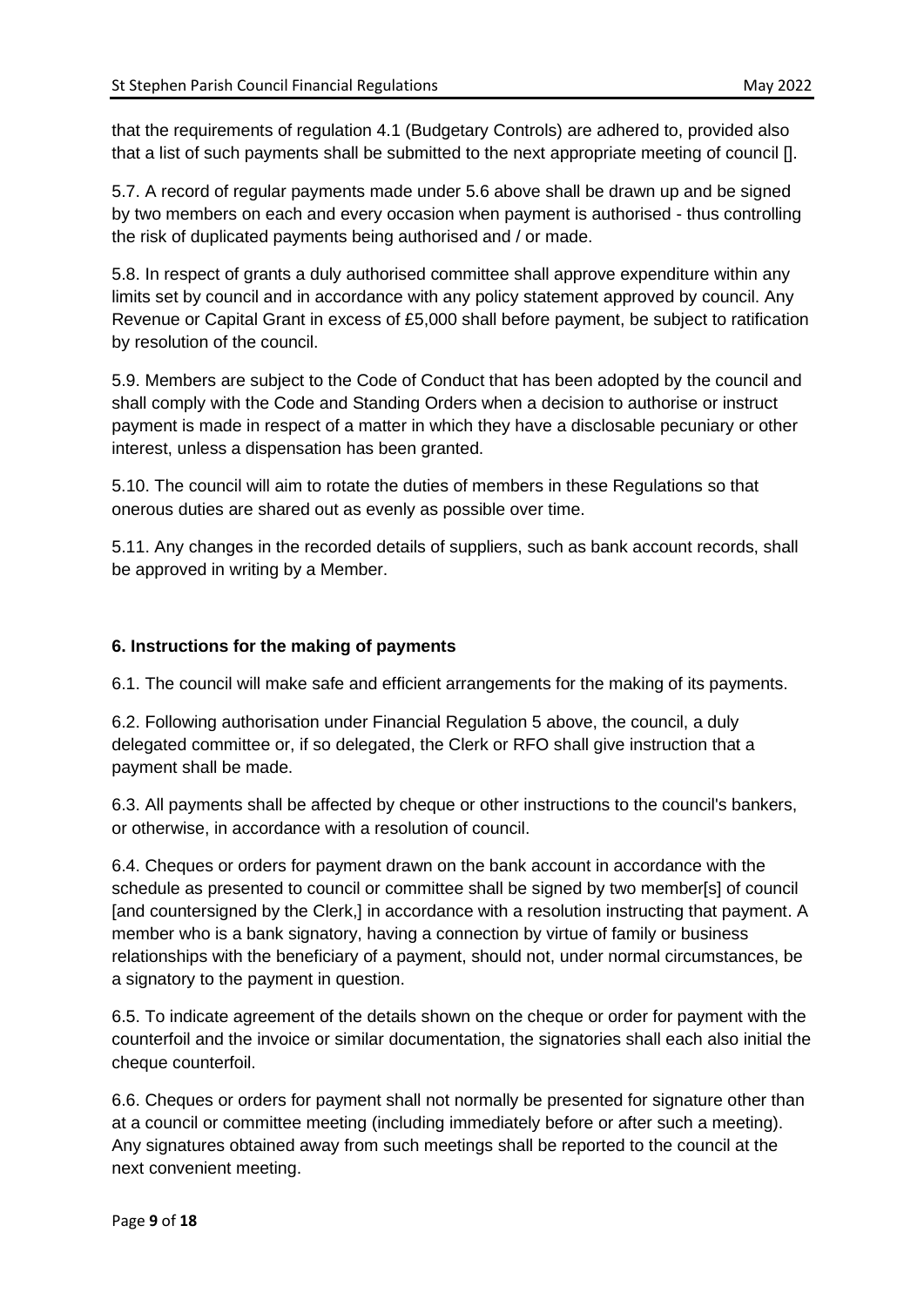that the requirements of regulation 4.1 (Budgetary Controls) are adhered to, provided also that a list of such payments shall be submitted to the next appropriate meeting of council [].

5.7. A record of regular payments made under 5.6 above shall be drawn up and be signed by two members on each and every occasion when payment is authorised - thus controlling the risk of duplicated payments being authorised and / or made.

5.8. In respect of grants a duly authorised committee shall approve expenditure within any limits set by council and in accordance with any policy statement approved by council. Any Revenue or Capital Grant in excess of £5,000 shall before payment, be subject to ratification by resolution of the council.

5.9. Members are subject to the Code of Conduct that has been adopted by the council and shall comply with the Code and Standing Orders when a decision to authorise or instruct payment is made in respect of a matter in which they have a disclosable pecuniary or other interest, unless a dispensation has been granted.

5.10. The council will aim to rotate the duties of members in these Regulations so that onerous duties are shared out as evenly as possible over time.

5.11. Any changes in the recorded details of suppliers, such as bank account records, shall be approved in writing by a Member.

**6. Instructions for the making of payments**

6.1. The council will make safe and efficient arrangements for the making of its payments.

6.2. Following authorisation under Financial Regulation 5 above, the council, a duly delegated committee or, if so delegated, the Clerk or RFO shall give instruction that a payment shall be made.

6.3. All payments shall be affected by cheque or other instructions to the council's bankers, or otherwise, in accordance with a resolution of council.

6.4. Cheques or orders for payment drawn on the bank account in accordance with the schedule as presented to council or committee shall be signed by two member[s] of council [and countersigned by the Clerk,] in accordance with a resolution instructing that payment. A member who is a bank signatory, having a connection by virtue of family or business relationships with the beneficiary of a payment, should not, under normal circumstances, be a signatory to the payment in question.

6.5. To indicate agreement of the details shown on the cheque or order for payment with the counterfoil and the invoice or similar documentation, the signatories shall each also initial the cheque counterfoil.

6.6. Cheques or orders for payment shall not normally be presented for signature other than at a council or committee meeting (including immediately before or after such a meeting). Any signatures obtained away from such meetings shall be reported to the council at the next convenient meeting.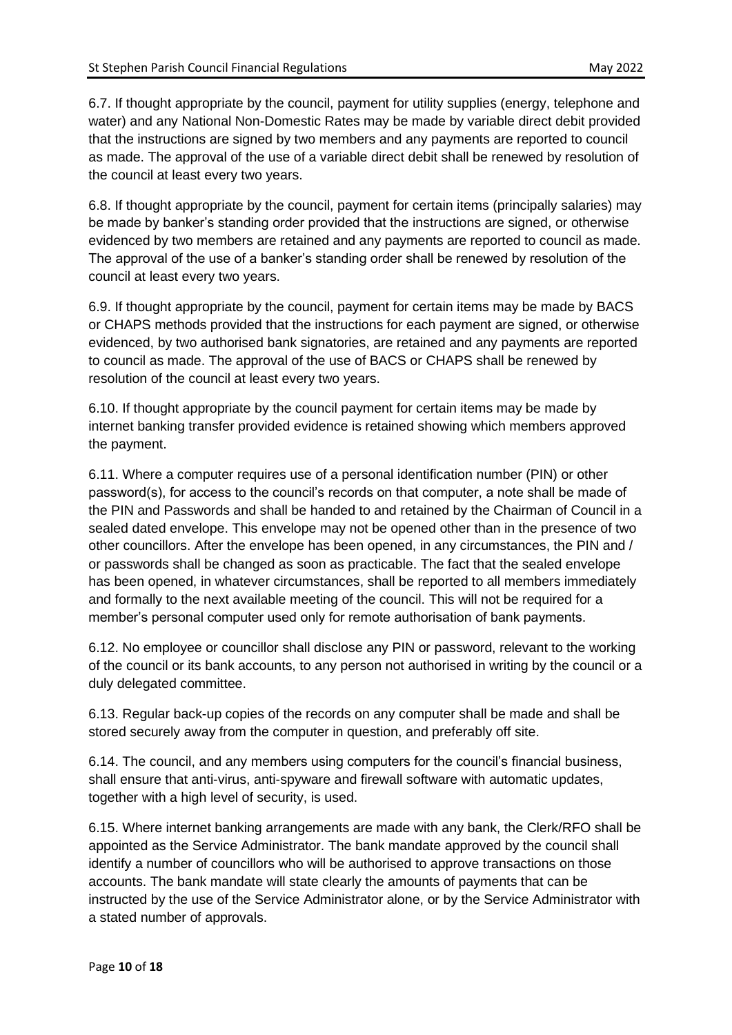6.7. If thought appropriate by the council, payment for utility supplies (energy, telephone and water) and any National Non-Domestic Rates may be made by variable direct debit provided that the instructions are signed by two members and any payments are reported to council as made. The approval of the use of a variable direct debit shall be renewed by resolution of the council at least every two years.

6.8. If thought appropriate by the council, payment for certain items (principally salaries) may be made by banker's standing order provided that the instructions are signed, or otherwise evidenced by two members are retained and any payments are reported to council as made. The approval of the use of a banker's standing order shall be renewed by resolution of the council at least every two years.

6.9. If thought appropriate by the council, payment for certain items may be made by BACS or CHAPS methods provided that the instructions for each payment are signed, or otherwise evidenced, by two authorised bank signatories, are retained and any payments are reported to council as made. The approval of the use of BACS or CHAPS shall be renewed by resolution of the council at least every two years.

6.10. If thought appropriate by the council payment for certain items may be made by internet banking transfer provided evidence is retained showing which members approved the payment.

6.11. Where a computer requires use of a personal identification number (PIN) or other password(s), for access to the council's records on that computer, a note shall be made of the PIN and Passwords and shall be handed to and retained by the Chairman of Council in a sealed dated envelope. This envelope may not be opened other than in the presence of two other councillors. After the envelope has been opened, in any circumstances, the PIN and / or passwords shall be changed as soon as practicable. The fact that the sealed envelope has been opened, in whatever circumstances, shall be reported to all members immediately and formally to the next available meeting of the council. This will not be required for a member's personal computer used only for remote authorisation of bank payments.

6.12. No employee or councillor shall disclose any PIN or password, relevant to the working of the council or its bank accounts, to any person not authorised in writing by the council or a duly delegated committee.

6.13. Regular back-up copies of the records on any computer shall be made and shall be stored securely away from the computer in question, and preferably off site.

6.14. The council, and any members using computers for the council's financial business, shall ensure that anti-virus, anti-spyware and firewall software with automatic updates, together with a high level of security, is used.

6.15. Where internet banking arrangements are made with any bank, the Clerk/RFO shall be appointed as the Service Administrator. The bank mandate approved by the council shall identify a number of councillors who will be authorised to approve transactions on those accounts. The bank mandate will state clearly the amounts of payments that can be instructed by the use of the Service Administrator alone, or by the Service Administrator with a stated number of approvals.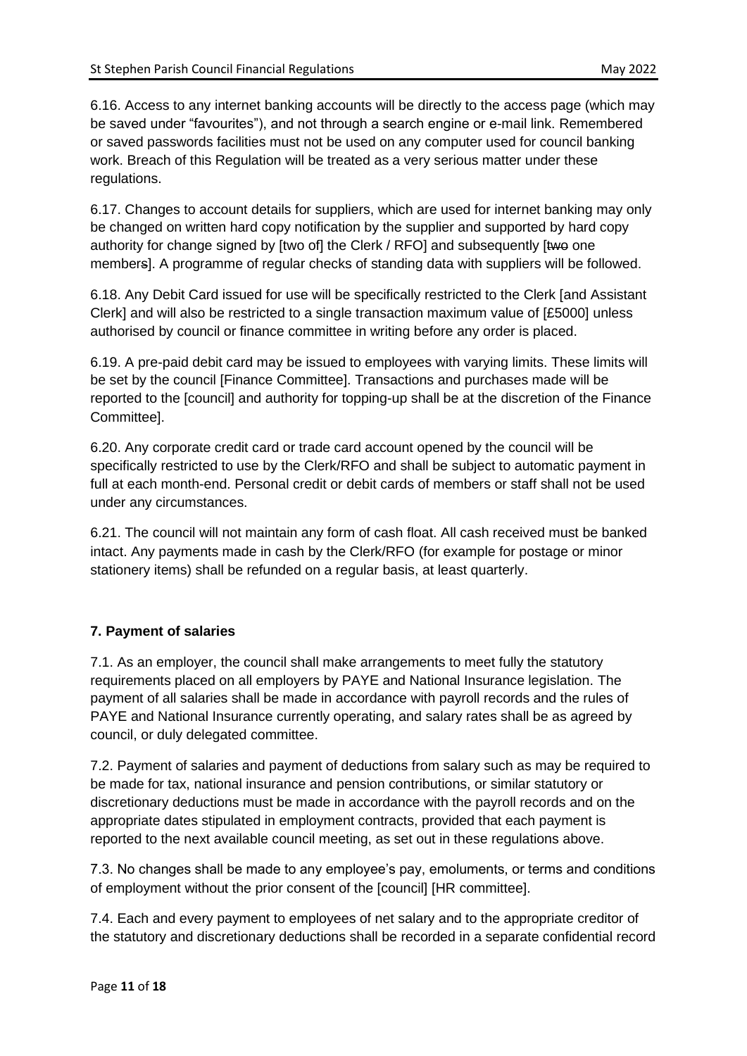6.16. Access to any internet banking accounts will be directly to the access page (which may be saved under "favourites"), and not through a search engine or e-mail link. Remembered or saved passwords facilities must not be used on any computer used for council banking work. Breach of this Regulation will be treated as a very serious matter under these regulations.

6.17. Changes to account details for suppliers, which are used for internet banking may only be changed on written hard copy notification by the supplier and supported by hard copy authority for change signed by [two of] the Clerk / RFO] and subsequently [~~two~~ one member~~s~~]. A programme of regular checks of standing data with suppliers will be followed.

6.18. Any Debit Card issued for use will be specifically restricted to the Clerk [and Assistant Clerk] and will also be restricted to a single transaction maximum value of [£5000] unless authorised by council or finance committee in writing before any order is placed.

6.19. A pre-paid debit card may be issued to employees with varying limits. These limits will be set by the council [Finance Committee]. Transactions and purchases made will be reported to the [council] and authority for topping-up shall be at the discretion of the Finance Committee].

6.20. Any corporate credit card or trade card account opened by the council will be specifically restricted to use by the Clerk/RFO and shall be subject to automatic payment in full at each month-end. Personal credit or debit cards of members or staff shall not be used under any circumstances.

6.21. The council will not maintain any form of cash float. All cash received must be banked intact. Any payments made in cash by the Clerk/RFO (for example for postage or minor stationery items) shall be refunded on a regular basis, at least quarterly.

**7. Payment of salaries**

7.1. As an employer, the council shall make arrangements to meet fully the statutory requirements placed on all employers by PAYE and National Insurance legislation. The payment of all salaries shall be made in accordance with payroll records and the rules of PAYE and National Insurance currently operating, and salary rates shall be as agreed by council, or duly delegated committee.

7.2. Payment of salaries and payment of deductions from salary such as may be required to be made for tax, national insurance and pension contributions, or similar statutory or discretionary deductions must be made in accordance with the payroll records and on the appropriate dates stipulated in employment contracts, provided that each payment is reported to the next available council meeting, as set out in these regulations above.

7.3. No changes shall be made to any employee's pay, emoluments, or terms and conditions of employment without the prior consent of the [council] [HR committee].

7.4. Each and every payment to employees of net salary and to the appropriate creditor of the statutory and discretionary deductions shall be recorded in a separate confidential record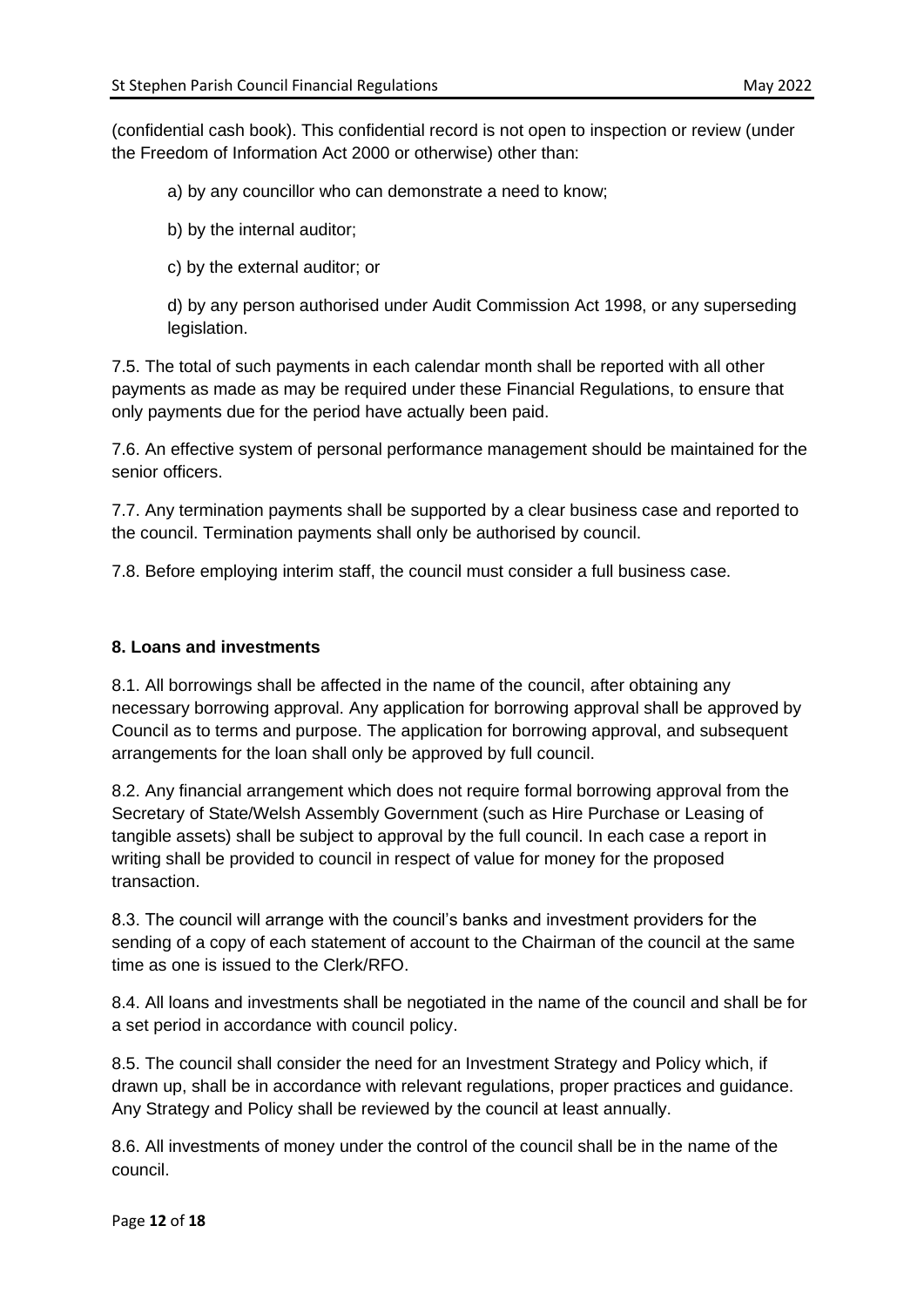(confidential cash book). This confidential record is not open to inspection or review (under the Freedom of Information Act 2000 or otherwise) other than:

a) by any councillor who can demonstrate a need to know;

b) by the internal auditor;

c) by the external auditor; or

d) by any person authorised under Audit Commission Act 1998, or any superseding legislation.

7.5. The total of such payments in each calendar month shall be reported with all other payments as made as may be required under these Financial Regulations, to ensure that only payments due for the period have actually been paid.

7.6. An effective system of personal performance management should be maintained for the senior officers.

7.7. Any termination payments shall be supported by a clear business case and reported to the council. Termination payments shall only be authorised by council.

7.8. Before employing interim staff, the council must consider a full business case.

**8. Loans and investments**

8.1. All borrowings shall be affected in the name of the council, after obtaining any necessary borrowing approval. Any application for borrowing approval shall be approved by Council as to terms and purpose. The application for borrowing approval, and subsequent arrangements for the loan shall only be approved by full council.

8.2. Any financial arrangement which does not require formal borrowing approval from the Secretary of State/Welsh Assembly Government (such as Hire Purchase or Leasing of tangible assets) shall be subject to approval by the full council. In each case a report in writing shall be provided to council in respect of value for money for the proposed transaction.

8.3. The council will arrange with the council's banks and investment providers for the sending of a copy of each statement of account to the Chairman of the council at the same time as one is issued to the Clerk/RFO.

8.4. All loans and investments shall be negotiated in the name of the council and shall be for a set period in accordance with council policy.

8.5. The council shall consider the need for an Investment Strategy and Policy which, if drawn up, shall be in accordance with relevant regulations, proper practices and guidance. Any Strategy and Policy shall be reviewed by the council at least annually.

8.6. All investments of money under the control of the council shall be in the name of the council.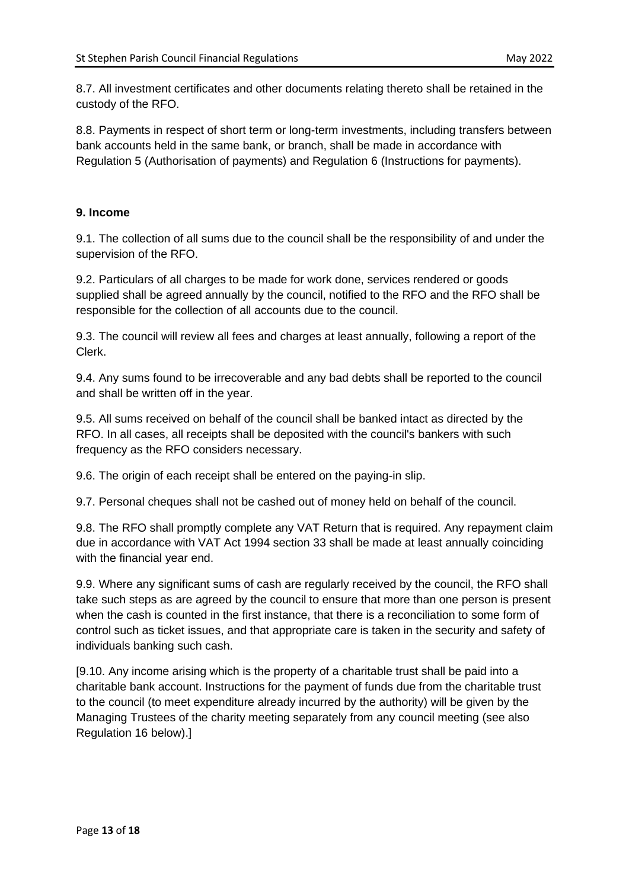8.7. All investment certificates and other documents relating thereto shall be retained in the custody of the RFO.

8.8. Payments in respect of short term or long-term investments, including transfers between bank accounts held in the same bank, or branch, shall be made in accordance with Regulation 5 (Authorisation of payments) and Regulation 6 (Instructions for payments).

**9. Income**

9.1. The collection of all sums due to the council shall be the responsibility of and under the supervision of the RFO.

9.2. Particulars of all charges to be made for work done, services rendered or goods supplied shall be agreed annually by the council, notified to the RFO and the RFO shall be responsible for the collection of all accounts due to the council.

9.3. The council will review all fees and charges at least annually, following a report of the Clerk.

9.4. Any sums found to be irrecoverable and any bad debts shall be reported to the council and shall be written off in the year.

9.5. All sums received on behalf of the council shall be banked intact as directed by the RFO. In all cases, all receipts shall be deposited with the council's bankers with such frequency as the RFO considers necessary.

9.6. The origin of each receipt shall be entered on the paying-in slip.

9.7. Personal cheques shall not be cashed out of money held on behalf of the council.

9.8. The RFO shall promptly complete any VAT Return that is required. Any repayment claim due in accordance with VAT Act 1994 section 33 shall be made at least annually coinciding with the financial year end.

9.9. Where any significant sums of cash are regularly received by the council, the RFO shall take such steps as are agreed by the council to ensure that more than one person is present when the cash is counted in the first instance, that there is a reconciliation to some form of control such as ticket issues, and that appropriate care is taken in the security and safety of individuals banking such cash.

[9.10. Any income arising which is the property of a charitable trust shall be paid into a charitable bank account. Instructions for the payment of funds due from the charitable trust to the council (to meet expenditure already incurred by the authority) will be given by the Managing Trustees of the charity meeting separately from any council meeting (see also Regulation 16 below).]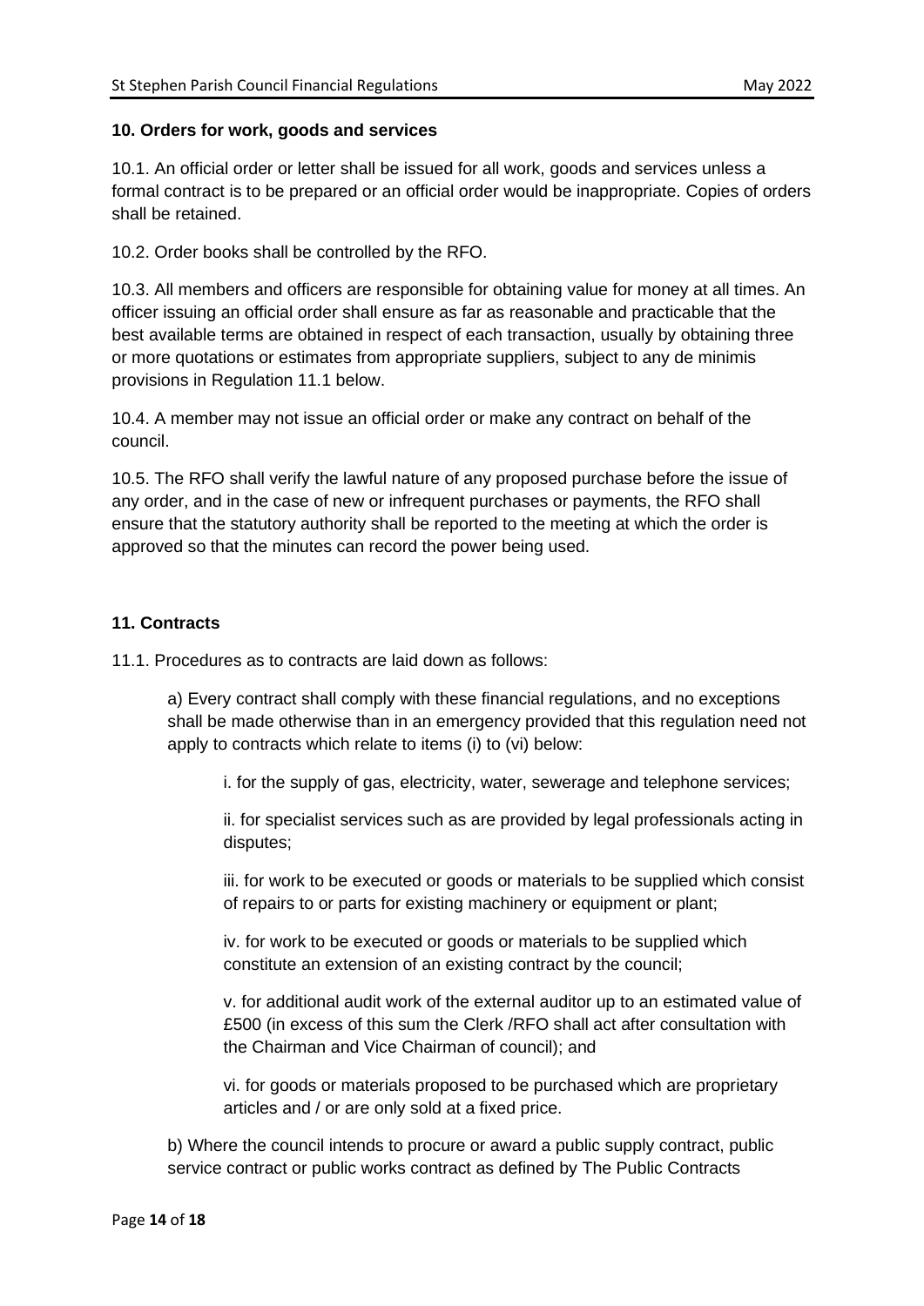**10. Orders for work, goods and services**

10.1. An official order or letter shall be issued for all work, goods and services unless a formal contract is to be prepared or an official order would be inappropriate. Copies of orders shall be retained.

10.2. Order books shall be controlled by the RFO.

10.3. All members and officers are responsible for obtaining value for money at all times. An officer issuing an official order shall ensure as far as reasonable and practicable that the best available terms are obtained in respect of each transaction, usually by obtaining three or more quotations or estimates from appropriate suppliers, subject to any de minimis provisions in Regulation 11.1 below.

10.4. A member may not issue an official order or make any contract on behalf of the council.

10.5. The RFO shall verify the lawful nature of any proposed purchase before the issue of any order, and in the case of new or infrequent purchases or payments, the RFO shall ensure that the statutory authority shall be reported to the meeting at which the order is approved so that the minutes can record the power being used.

**11. Contracts**

11.1. Procedures as to contracts are laid down as follows:

a) Every contract shall comply with these financial regulations, and no exceptions shall be made otherwise than in an emergency provided that this regulation need not apply to contracts which relate to items (i) to (vi) below:

i. for the supply of gas, electricity, water, sewerage and telephone services;

ii. for specialist services such as are provided by legal professionals acting in disputes;

iii. for work to be executed or goods or materials to be supplied which consist of repairs to or parts for existing machinery or equipment or plant;

iv. for work to be executed or goods or materials to be supplied which constitute an extension of an existing contract by the council;

v. for additional audit work of the external auditor up to an estimated value of £500 (in excess of this sum the Clerk /RFO shall act after consultation with the Chairman and Vice Chairman of council); and

vi. for goods or materials proposed to be purchased which are proprietary articles and / or are only sold at a fixed price.

b) Where the council intends to procure or award a public supply contract, public service contract or public works contract as defined by The Public Contracts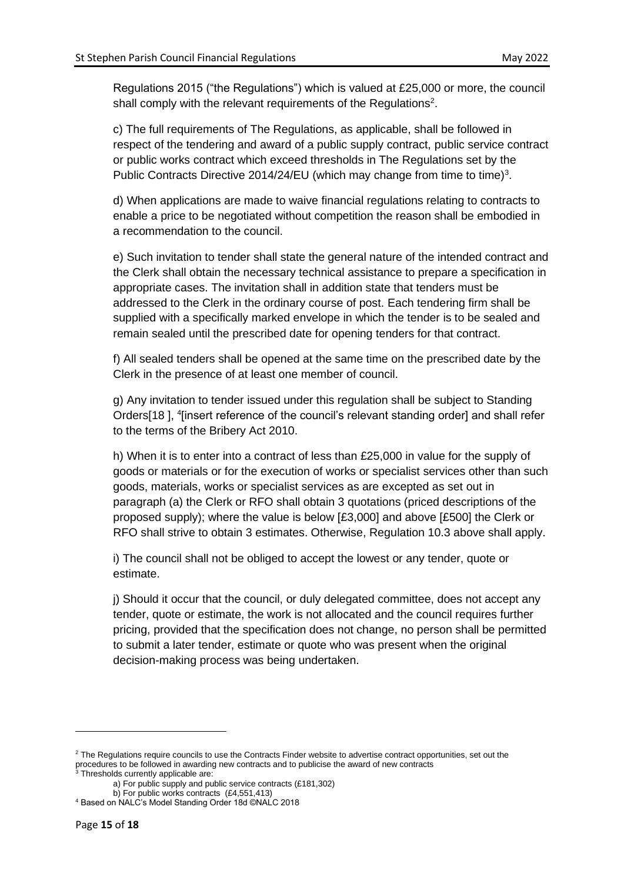Regulations 2015 ("the Regulations") which is valued at £25,000 or more, the council shall comply with the relevant requirements of the Regulations[2].

c) The full requirements of The Regulations, as applicable, shall be followed in respect of the tendering and award of a public supply contract, public service contract or public works contract which exceed thresholds in The Regulations set by the Public Contracts Directive 2014/24/EU (which may change from time to time)[3].

d) When applications are made to waive financial regulations relating to contracts to enable a price to be negotiated without competition the reason shall be embodied in a recommendation to the council.

e) Such invitation to tender shall state the general nature of the intended contract and the Clerk shall obtain the necessary technical assistance to prepare a specification in appropriate cases. The invitation shall in addition state that tenders must be addressed to the Clerk in the ordinary course of post. Each tendering firm shall be supplied with a specifically marked envelope in which the tender is to be sealed and remain sealed until the prescribed date for opening tenders for that contract.

f) All sealed tenders shall be opened at the same time on the prescribed date by the Clerk in the presence of at least one member of council.

g) Any invitation to tender issued under this regulation shall be subject to Standing Orders[18 ], [4][insert reference of the council's relevant standing order] and shall refer to the terms of the Bribery Act 2010.

h) When it is to enter into a contract of less than £25,000 in value for the supply of goods or materials or for the execution of works or specialist services other than such goods, materials, works or specialist services as are excepted as set out in paragraph (a) the Clerk or RFO shall obtain 3 quotations (priced descriptions of the proposed supply); where the value is below [£3,000] and above [£500] the Clerk or RFO shall strive to obtain 3 estimates. Otherwise, Regulation 10.3 above shall apply.

i) The council shall not be obliged to accept the lowest or any tender, quote or estimate.

j) Should it occur that the council, or duly delegated committee, does not accept any tender, quote or estimate, the work is not allocated and the council requires further pricing, provided that the specification does not change, no person shall be permitted to submit a later tender, estimate or quote who was present when the original decision-making process was being undertaken.

---

[2] The Regulations require councils to use the Contracts Finder website to advertise contract opportunities, set out the procedures to be followed in awarding new contracts and to publicise the award of new contracts

[3] Thresholds currently applicable are:

a) For public supply and public service contracts (£181,302)

b) For public works contracts (£4,551,413)

[4] Based on NALC's Model Standing Order 18d ©NALC 2018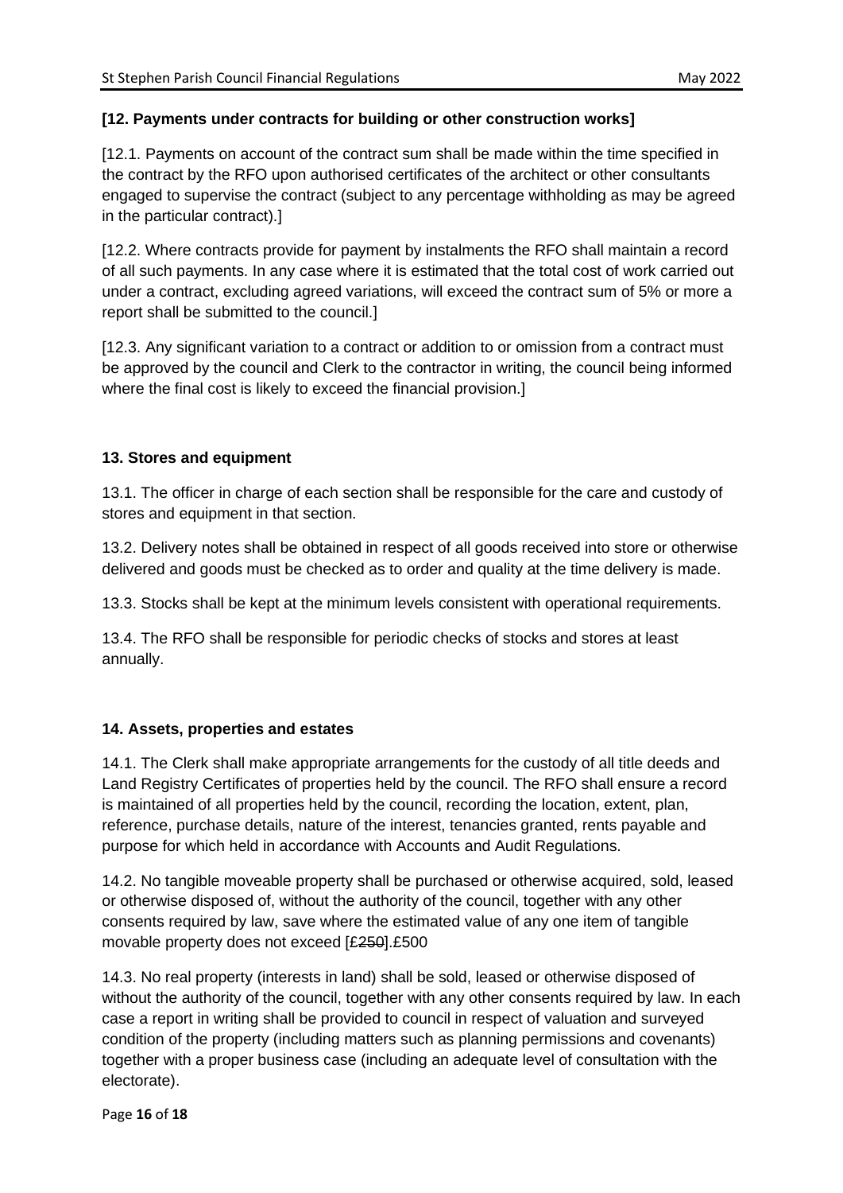**[12. Payments under contracts for building or other construction works]**

[12.1. Payments on account of the contract sum shall be made within the time specified in the contract by the RFO upon authorised certificates of the architect or other consultants engaged to supervise the contract (subject to any percentage withholding as may be agreed in the particular contract).]

[12.2. Where contracts provide for payment by instalments the RFO shall maintain a record of all such payments. In any case where it is estimated that the total cost of work carried out under a contract, excluding agreed variations, will exceed the contract sum of 5% or more a report shall be submitted to the council.]

[12.3. Any significant variation to a contract or addition to or omission from a contract must be approved by the council and Clerk to the contractor in writing, the council being informed where the final cost is likely to exceed the financial provision.]

**13. Stores and equipment**

13.1. The officer in charge of each section shall be responsible for the care and custody of stores and equipment in that section.

13.2. Delivery notes shall be obtained in respect of all goods received into store or otherwise delivered and goods must be checked as to order and quality at the time delivery is made.

13.3. Stocks shall be kept at the minimum levels consistent with operational requirements.

13.4. The RFO shall be responsible for periodic checks of stocks and stores at least annually.

**14. Assets, properties and estates**

14.1. The Clerk shall make appropriate arrangements for the custody of all title deeds and Land Registry Certificates of properties held by the council. The RFO shall ensure a record is maintained of all properties held by the council, recording the location, extent, plan, reference, purchase details, nature of the interest, tenancies granted, rents payable and purpose for which held in accordance with Accounts and Audit Regulations.

14.2. No tangible moveable property shall be purchased or otherwise acquired, sold, leased or otherwise disposed of, without the authority of the council, together with any other consents required by law, save where the estimated value of any one item of tangible movable property does not exceed [~~£250~~].£500

14.3. No real property (interests in land) shall be sold, leased or otherwise disposed of without the authority of the council, together with any other consents required by law. In each case a report in writing shall be provided to council in respect of valuation and surveyed condition of the property (including matters such as planning permissions and covenants) together with a proper business case (including an adequate level of consultation with the electorate).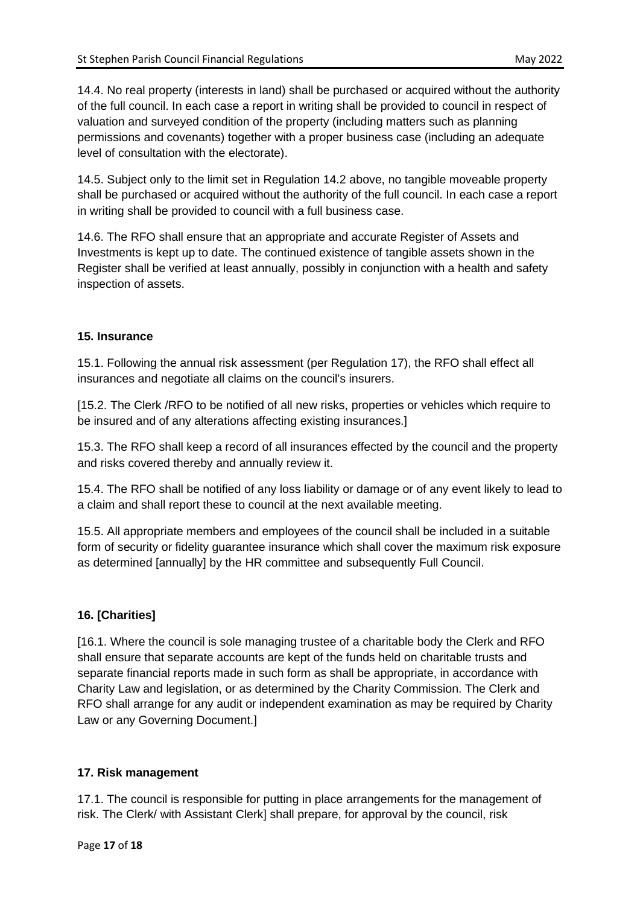14.4. No real property (interests in land) shall be purchased or acquired without the authority of the full council. In each case a report in writing shall be provided to council in respect of valuation and surveyed condition of the property (including matters such as planning permissions and covenants) together with a proper business case (including an adequate level of consultation with the electorate).

14.5. Subject only to the limit set in Regulation 14.2 above, no tangible moveable property shall be purchased or acquired without the authority of the full council. In each case a report in writing shall be provided to council with a full business case.

14.6. The RFO shall ensure that an appropriate and accurate Register of Assets and Investments is kept up to date. The continued existence of tangible assets shown in the Register shall be verified at least annually, possibly in conjunction with a health and safety inspection of assets.

**15. Insurance**

15.1. Following the annual risk assessment (per Regulation 17), the RFO shall effect all insurances and negotiate all claims on the council's insurers.

[15.2. The Clerk /RFO to be notified of all new risks, properties or vehicles which require to be insured and of any alterations affecting existing insurances.]

15.3. The RFO shall keep a record of all insurances effected by the council and the property and risks covered thereby and annually review it.

15.4. The RFO shall be notified of any loss liability or damage or of any event likely to lead to a claim and shall report these to council at the next available meeting.

15.5. All appropriate members and employees of the council shall be included in a suitable form of security or fidelity guarantee insurance which shall cover the maximum risk exposure as determined [annually] by the HR committee and subsequently Full Council.

**16. [Charities]**

[16.1. Where the council is sole managing trustee of a charitable body the Clerk and RFO shall ensure that separate accounts are kept of the funds held on charitable trusts and separate financial reports made in such form as shall be appropriate, in accordance with Charity Law and legislation, or as determined by the Charity Commission. The Clerk and RFO shall arrange for any audit or independent examination as may be required by Charity Law or any Governing Document.]

**17. Risk management**

17.1. The council is responsible for putting in place arrangements for the management of risk. The Clerk/ with Assistant Clerk] shall prepare, for approval by the council, risk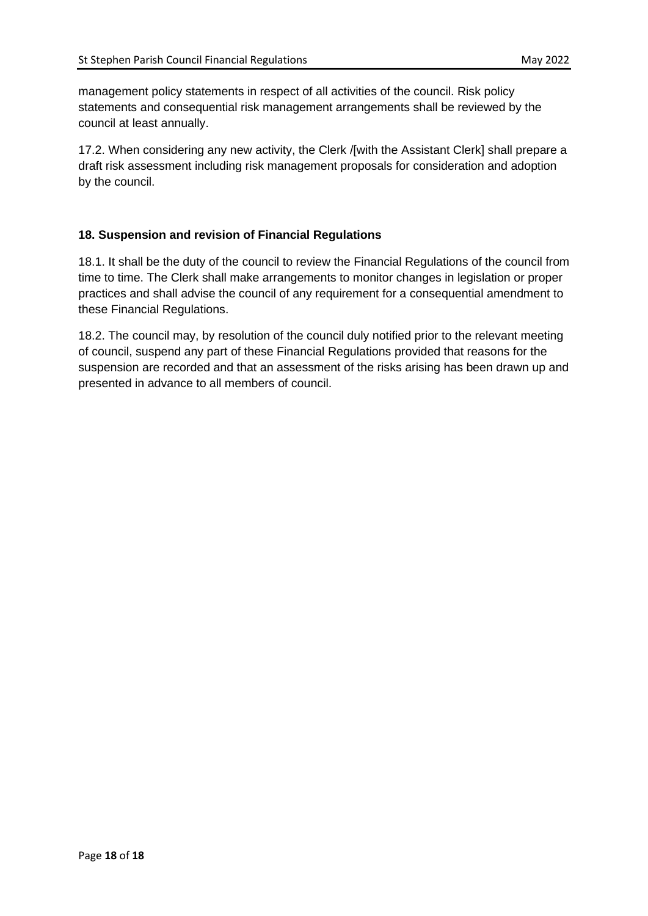management policy statements in respect of all activities of the council. Risk policy statements and consequential risk management arrangements shall be reviewed by the council at least annually.

17.2. When considering any new activity, the Clerk /[with the Assistant Clerk] shall prepare a draft risk assessment including risk management proposals for consideration and adoption by the council.

**18. Suspension and revision of Financial Regulations**

18.1. It shall be the duty of the council to review the Financial Regulations of the council from time to time. The Clerk shall make arrangements to monitor changes in legislation or proper practices and shall advise the council of any requirement for a consequential amendment to these Financial Regulations.

18.2. The council may, by resolution of the council duly notified prior to the relevant meeting of council, suspend any part of these Financial Regulations provided that reasons for the suspension are recorded and that an assessment of the risks arising has been drawn up and presented in advance to all members of council.